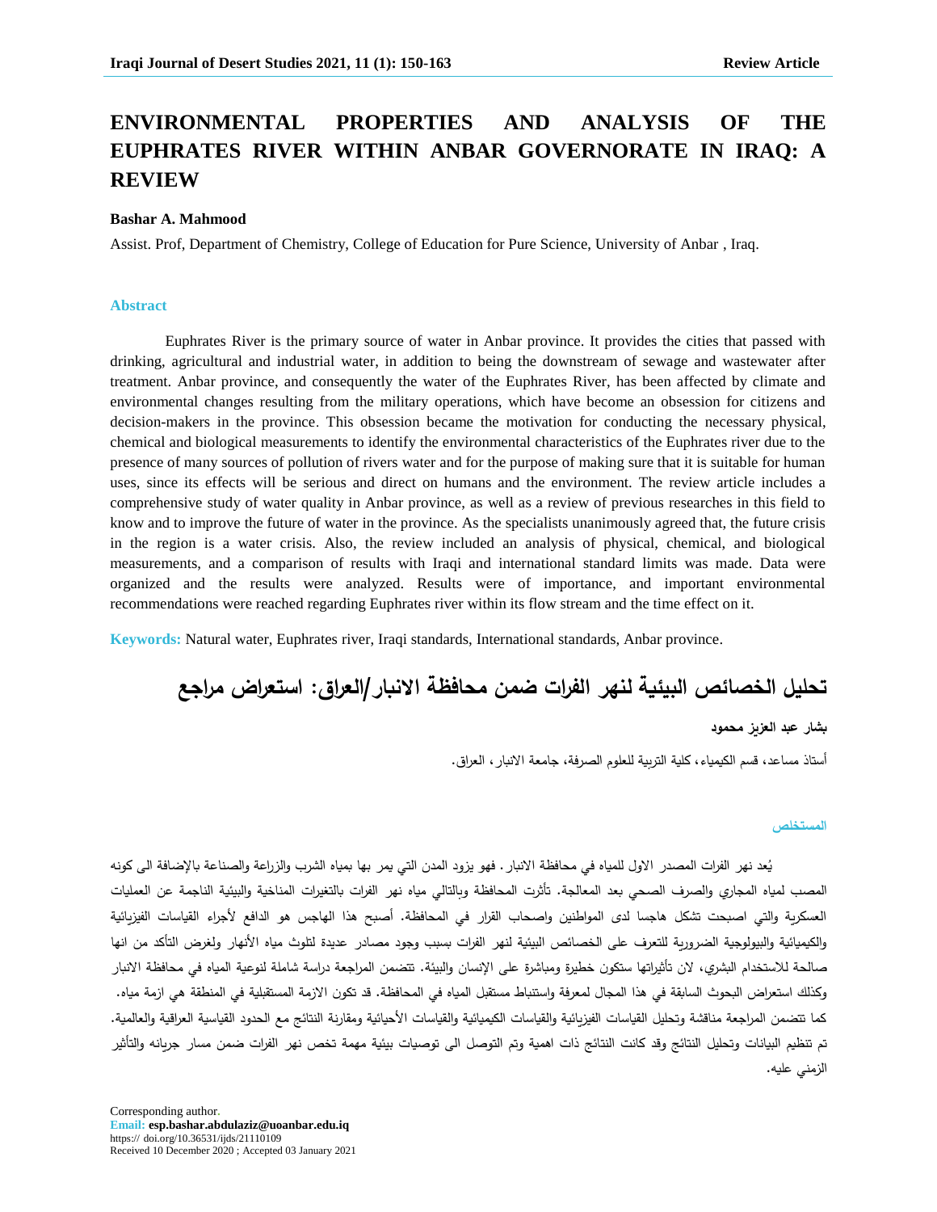# ENVIRONMENTAL PROPERTIES AND ANALYSIS OF THE EUPHRATES RIVER WITHIN ANBAR GOVERNORATE IN IRAQ: A REVIEW

**Bashar A. Mahmood**

Assist. Prof, Department of Chemistry, College of Education for Pure Science, University of Anbar , Iraq.

## Abstract

Euphrates River is the primary source of water in Anbar province. It provides the cities that passed with drinking, agricultural and industrial water, in addition to being the downstream of sewage and wastewater after treatment. Anbar province, and consequently the water of the Euphrates River, has been affected by climate and environmental changes resulting from the military operations, which have become an obsession for citizens and decision-makers in the province. This obsession became the motivation for conducting the necessary physical, chemical and biological measurements to identify the environmental characteristics of the Euphrates river due to the presence of many sources of pollution of rivers water and for the purpose of making sure that it is suitable for human uses, since its effects will be serious and direct on humans and the environment. The review article includes a comprehensive study of water quality in Anbar province, as well as a review of previous researches in this field to know and to improve the future of water in the province. As the specialists unanimously agreed that, the future crisis in the region is a water crisis. Also, the review included an analysis of physical, chemical, and biological measurements, and a comparison of results with Iraqi and international standard limits was made. Data were organized and the results were analyzed. Results were of importance, and important environmental recommendations were reached regarding Euphrates river within its flow stream and the time effect on it.

**Keywords:** Natural water, Euphrates river, Iraqi standards, International standards, Anbar province.

# تحليل الخصائص البيئية لنهر الفرات ضمن محافظة الانبار/العراق: استعراض مراجع

**بشار عبد العزيز محمود**

أستاذ مساعد، قسم الكيمياء، كلية التربية للعلوم الصرفة، جامعة الانبار، العراق.

## المستخلص

يُعد نهر الفرات المصدر الاول للمياه في محافظة الانبار. فهو يزود المدن التي يمر بها بمياه الشرب والزراعة والصناعة بالإضافة الى كونه المصب لمياه المجاري والصرف الصحي بعد المعالجة. تأثرت المحافظة وبالتالي مياه نهر الفرات بالتغيرات المناخية والبيئية الناجمة عن العمليات العسكرية والتي اصبحت تشكل هاجسا لدى المواطنين واصحاب القرار في المحافظة. أصبح هذا الهاجس هو الدافع لأجراء القياسات الفيزيائية والكيميائية والبيولوجية الضرورية للتعرف على الخصائص البيئية لنهر الفرات بسبب وجود مصادر عديدة لتلوث مياه الأنهار ولغرض التأكد من انها صالحة للاستخدام البشري، لان تأثيراتها ستكون خطيرة ومباشرة على الإنسان والبيئة. تتضمن المراجعة دراسة شاملة لنوعية المياه في محافظة الانبار وكذلك استعراض البحوث السابقة في هذا المجال لمعرفة واستنباط مستقبل المياه في المحافظة. قد تكون الازمة المستقبلية في المنطقة هي ازمة مياه. كما تتضمن المراجعة مناقشة وتحليل القياسات الفيزيائية والقياسات الكيميائية والقياسات الأحيائية ومقارنة النتائج مع الحدود القياسية العراقية والعالمية. تم تنظيم البيانات وتحليل النتائج وقد كانت النتائج ذات اهمية وتم التوصل الى توصيات بيئية مهمة تخص نهر الفرات ضمن مسار جريانه والتأثير الزمني عليه.

Corresponding author.
**Email:** **esp.bashar.abdulaziz@uoanbar.edu.iq**
https:// doi.org/10.36531/ijds/21110109
Received 10 December 2020 ; Accepted 03 January 2021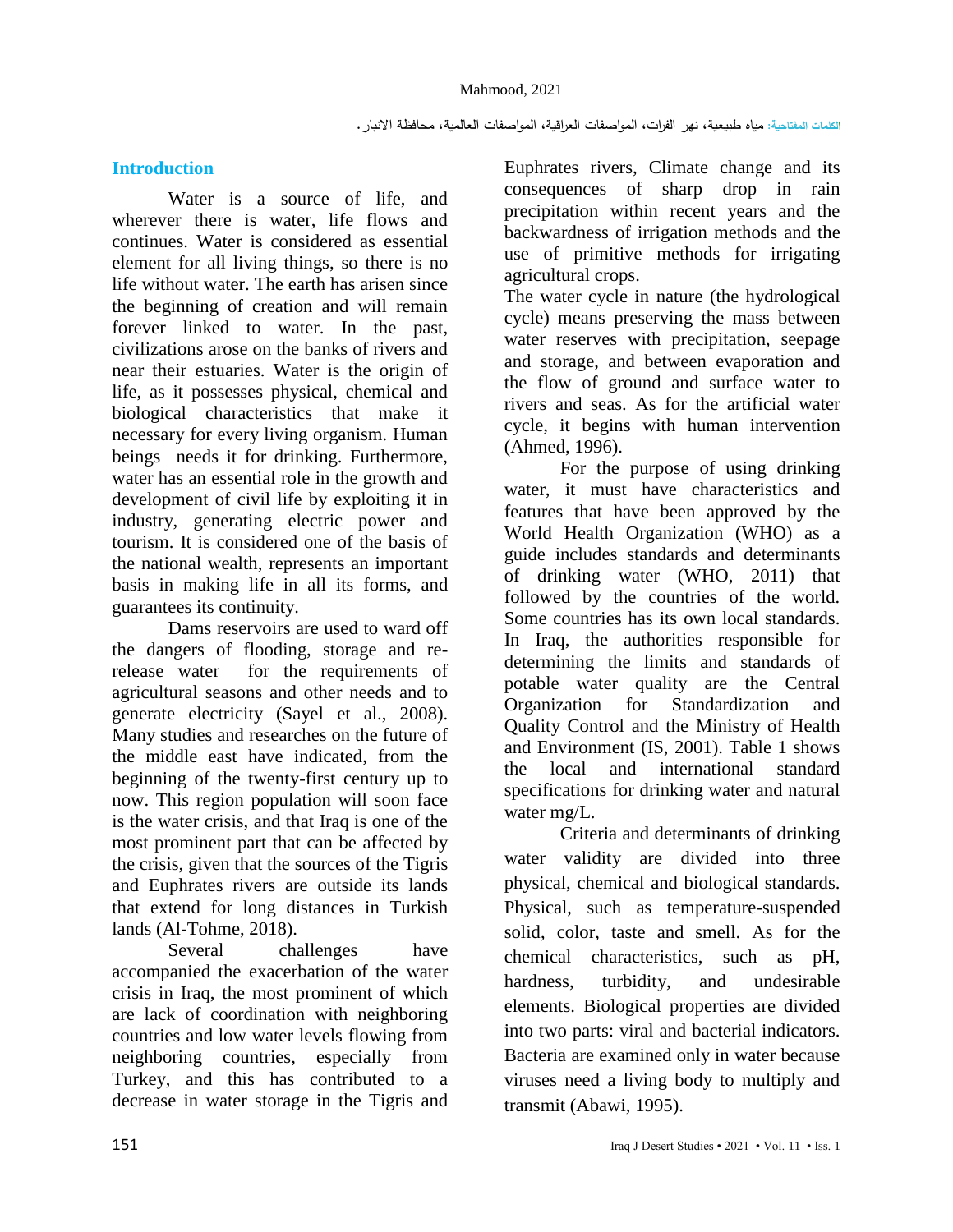الكلمات المفتاحية: مياه طبيعية، نهر الفرات، المواصفات العراقية، المواصفات العالمية، محافظة الانبار.

## Introduction

Water is a source of life, and wherever there is water, life flows and continues. Water is considered as essential element for all living things, so there is no life without water. The earth has arisen since the beginning of creation and will remain forever linked to water. In the past, civilizations arose on the banks of rivers and near their estuaries. Water is the origin of life, as it possesses physical, chemical and biological characteristics that make it necessary for every living organism. Human beings needs it for drinking. Furthermore, water has an essential role in the growth and development of civil life by exploiting it in industry, generating electric power and tourism. It is considered one of the basis of the national wealth, represents an important basis in making life in all its forms, and guarantees its continuity.

Dams reservoirs are used to ward off the dangers of flooding, storage and re-release water for the requirements of agricultural seasons and other needs and to generate electricity (Sayel et al., 2008). Many studies and researches on the future of the middle east have indicated, from the beginning of the twenty-first century up to now. This region population will soon face is the water crisis, and that Iraq is one of the most prominent part that can be affected by the crisis, given that the sources of the Tigris and Euphrates rivers are outside its lands that extend for long distances in Turkish lands (Al-Tohme, 2018).

Several challenges have accompanied the exacerbation of the water crisis in Iraq, the most prominent of which are lack of coordination with neighboring countries and low water levels flowing from neighboring countries, especially from Turkey, and this has contributed to a decrease in water storage in the Tigris and Euphrates rivers, Climate change and its consequences of sharp drop in rain precipitation within recent years and the backwardness of irrigation methods and the use of primitive methods for irrigating agricultural crops.

The water cycle in nature (the hydrological cycle) means preserving the mass between water reserves with precipitation, seepage and storage, and between evaporation and the flow of ground and surface water to rivers and seas. As for the artificial water cycle, it begins with human intervention (Ahmed, 1996).

For the purpose of using drinking water, it must have characteristics and features that have been approved by the World Health Organization (WHO) as a guide includes standards and determinants of drinking water (WHO, 2011) that followed by the countries of the world. Some countries has its own local standards. In Iraq, the authorities responsible for determining the limits and standards of potable water quality are the Central Organization for Standardization and Quality Control and the Ministry of Health and Environment (IS, 2001). Table 1 shows the local and international standard specifications for drinking water and natural water mg/L.

Criteria and determinants of drinking water validity are divided into three physical, chemical and biological standards. Physical, such as temperature-suspended solid, color, taste and smell. As for the chemical characteristics, such as pH, hardness, turbidity, and undesirable elements. Biological properties are divided into two parts: viral and bacterial indicators. Bacteria are examined only in water because viruses need a living body to multiply and transmit (Abawi, 1995).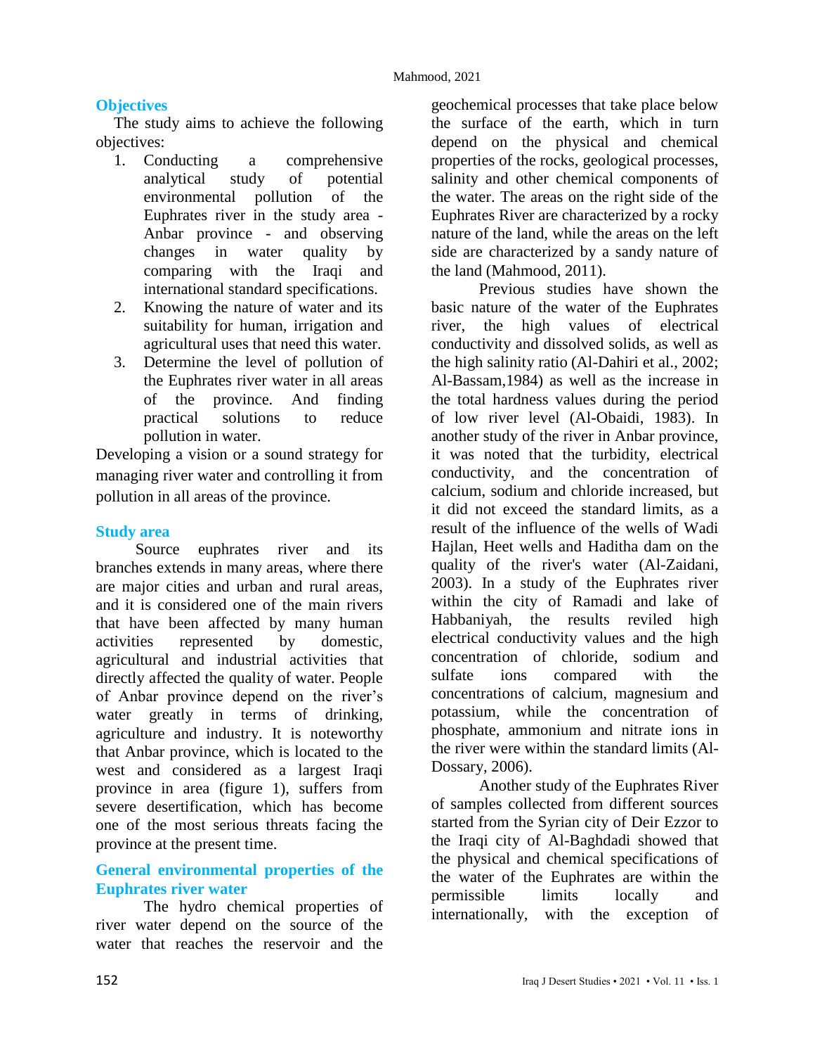## Objectives

The study aims to achieve the following objectives:

1. Conducting a comprehensive analytical study of potential environmental pollution of the Euphrates river in the study area - Anbar province - and observing changes in water quality by comparing with the Iraqi and international standard specifications.
2. Knowing the nature of water and its suitability for human, irrigation and agricultural uses that need this water.
3. Determine the level of pollution of the Euphrates river water in all areas of the province. And finding practical solutions to reduce pollution in water.

Developing a vision or a sound strategy for managing river water and controlling it from pollution in all areas of the province.

## Study area

Source euphrates river and its branches extends in many areas, where there are major cities and urban and rural areas, and it is considered one of the main rivers that have been affected by many human activities represented by domestic, agricultural and industrial activities that directly affected the quality of water. People of Anbar province depend on the river's water greatly in terms of drinking, agriculture and industry. It is noteworthy that Anbar province, which is located to the west and considered as a largest Iraqi province in area (figure 1), suffers from severe desertification, which has become one of the most serious threats facing the province at the present time.

## General environmental properties of the Euphrates river water

The hydro chemical properties of river water depend on the source of the water that reaches the reservoir and the geochemical processes that take place below the surface of the earth, which in turn depend on the physical and chemical properties of the rocks, geological processes, salinity and other chemical components of the water. The areas on the right side of the Euphrates River are characterized by a rocky nature of the land, while the areas on the left side are characterized by a sandy nature of the land (Mahmood, 2011).

Previous studies have shown the basic nature of the water of the Euphrates river, the high values of electrical conductivity and dissolved solids, as well as the high salinity ratio (Al-Dahiri et al., 2002; Al-Bassam,1984) as well as the increase in the total hardness values during the period of low river level (Al-Obaidi, 1983). In another study of the river in Anbar province, it was noted that the turbidity, electrical conductivity, and the concentration of calcium, sodium and chloride increased, but it did not exceed the standard limits, as a result of the influence of the wells of Wadi Hajlan, Heet wells and Haditha dam on the quality of the river's water (Al-Zaidani, 2003). In a study of the Euphrates river within the city of Ramadi and lake of Habbaniyah, the results reviled high electrical conductivity values and the high concentration of chloride, sodium and sulfate ions compared with the concentrations of calcium, magnesium and potassium, while the concentration of phosphate, ammonium and nitrate ions in the river were within the standard limits (Al-Dossary, 2006).

Another study of the Euphrates River of samples collected from different sources started from the Syrian city of Deir Ezzor to the Iraqi city of Al-Baghdadi showed that the physical and chemical specifications of the water of the Euphrates are within the permissible limits locally and internationally, with the exception of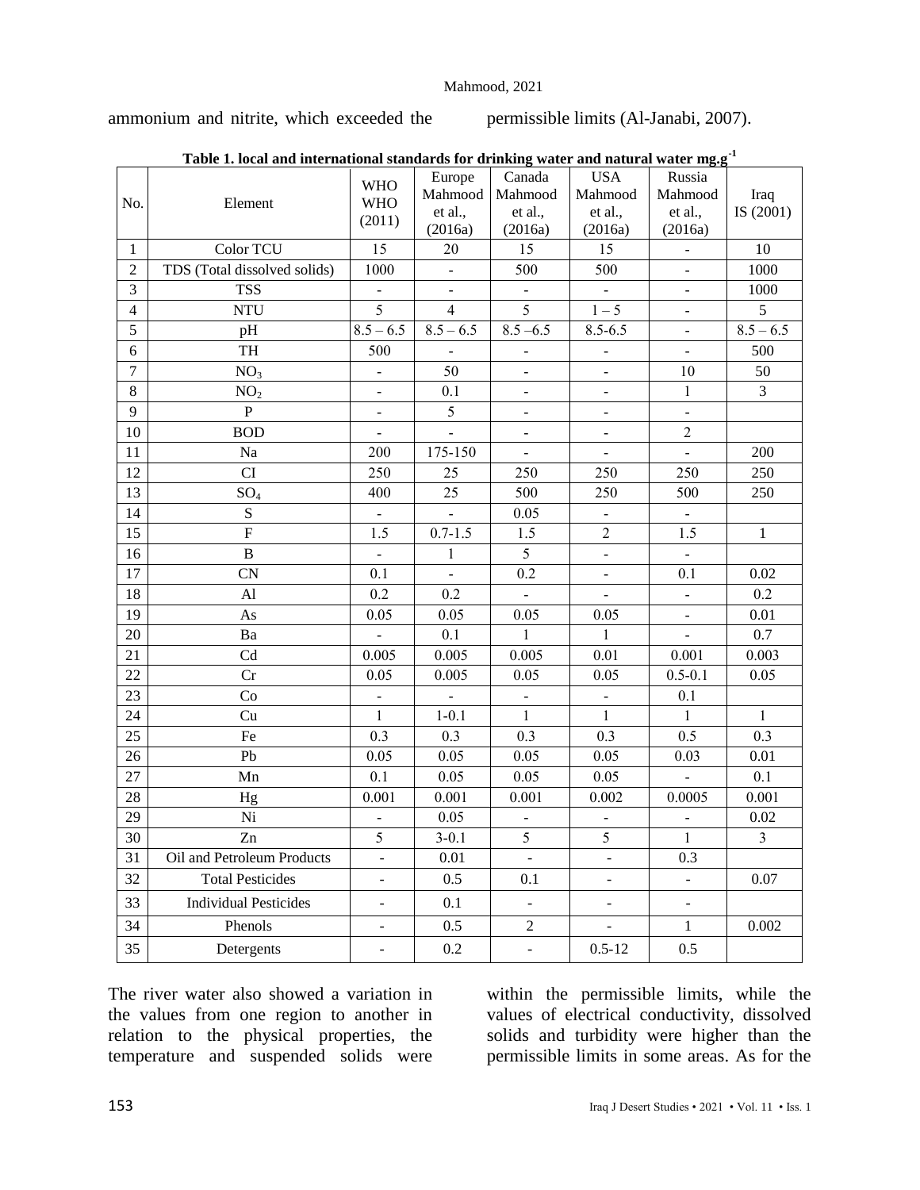ammonium and nitrite, which exceeded the permissible limits (Al-Janabi, 2007).

**Table 1. local and international standards for drinking water and natural water mg.g$^{-1}$**

| No. | Element | WHO WHO (2011) | Europe Mahmood et al., (2016a) | Canada Mahmood et al., (2016a) | USA Mahmood et al., (2016a) | Russia Mahmood et al., (2016a) | Iraq IS (2001) |
|---|---|---|---|---|---|---|---|
| 1 | Color TCU | 15 | 20 | 15 | 15 | - | 10 |
| 2 | TDS (Total dissolved solids) | 1000 | - | 500 | 500 | - | 1000 |
| 3 | TSS | - | - | - | - | - | 1000 |
| 4 | NTU | 5 | 4 | 5 | 1 – 5 | - | 5 |
| 5 | pH | 8.5 – 6.5 | 8.5 – 6.5 | 8.5 –6.5 | 8.5-6.5 | - | 8.5 – 6.5 |
| 6 | TH | 500 | - | - | - | - | 500 |
| 7 | $NO_3$ | - | 50 | - | - | 10 | 50 |
| 8 | $NO_2$ | - | 0.1 | - | - | 1 | 3 |
| 9 | P | - | 5 | - | - | - | |
| 10 | BOD | - | - | - | - | 2 | |
| 11 | Na | 200 | 175-150 | - | - | - | 200 |
| 12 | CI | 250 | 25 | 250 | 250 | 250 | 250 |
| 13 | $SO_4$ | 400 | 25 | 500 | 250 | 500 | 250 |
| 14 | S | - | - | 0.05 | - | - | |
| 15 | F | 1.5 | 0.7-1.5 | 1.5 | 2 | 1.5 | 1 |
| 16 | B | - | 1 | 5 | - | - | |
| 17 | CN | 0.1 | - | 0.2 | - | 0.1 | 0.02 |
| 18 | Al | 0.2 | 0.2 | - | - | - | 0.2 |
| 19 | As | 0.05 | 0.05 | 0.05 | 0.05 | - | 0.01 |
| 20 | Ba | - | 0.1 | 1 | 1 | - | 0.7 |
| 21 | Cd | 0.005 | 0.005 | 0.005 | 0.01 | 0.001 | 0.003 |
| 22 | Cr | 0.05 | 0.005 | 0.05 | 0.05 | 0.5-0.1 | 0.05 |
| 23 | Co | - | - | - | - | 0.1 | |
| 24 | Cu | 1 | 1-0.1 | 1 | 1 | 1 | 1 |
| 25 | Fe | 0.3 | 0.3 | 0.3 | 0.3 | 0.5 | 0.3 |
| 26 | Pb | 0.05 | 0.05 | 0.05 | 0.05 | 0.03 | 0.01 |
| 27 | Mn | 0.1 | 0.05 | 0.05 | 0.05 | - | 0.1 |
| 28 | Hg | 0.001 | 0.001 | 0.001 | 0.002 | 0.0005 | 0.001 |
| 29 | Ni | - | 0.05 | - | - | - | 0.02 |
| 30 | Zn | 5 | 3-0.1 | 5 | 5 | 1 | 3 |
| 31 | Oil and Petroleum Products | - | 0.01 | - | - | 0.3 | |
| 32 | Total Pesticides | - | 0.5 | 0.1 | - | - | 0.07 |
| 33 | Individual Pesticides | - | 0.1 | - | - | - | |
| 34 | Phenols | - | 0.5 | 2 | - | 1 | 0.002 |
| 35 | Detergents | - | 0.2 | - | 0.5-12 | 0.5 | |

The river water also showed a variation in the values from one region to another in relation to the physical properties, the temperature and suspended solids were within the permissible limits, while the values of electrical conductivity, dissolved solids and turbidity were higher than the permissible limits in some areas. As for the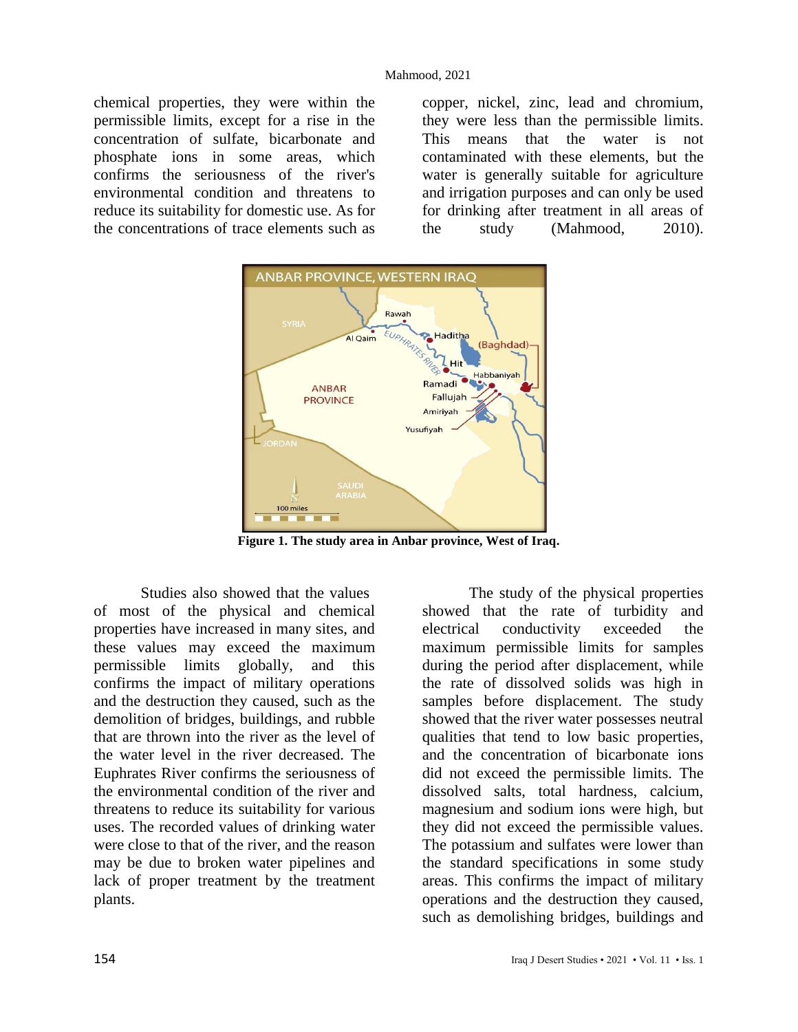chemical properties, they were within the permissible limits, except for a rise in the concentration of sulfate, bicarbonate and phosphate ions in some areas, which confirms the seriousness of the river's environmental condition and threatens to reduce its suitability for domestic use. As for the concentrations of trace elements such as copper, nickel, zinc, lead and chromium, they were less than the permissible limits. This means that the water is not contaminated with these elements, but the water is generally suitable for agriculture and irrigation purposes and can only be used for drinking after treatment in all areas of the study (Mahmood, 2010).

**Figure 1. The study area in Anbar province, West of Iraq.**

Studies also showed that the values of most of the physical and chemical properties have increased in many sites, and these values may exceed the maximum permissible limits globally, and this confirms the impact of military operations and the destruction they caused, such as the demolition of bridges, buildings, and rubble that are thrown into the river as the level of the water level in the river decreased. The Euphrates River confirms the seriousness of the environmental condition of the river and threatens to reduce its suitability for various uses. The recorded values of drinking water were close to that of the river, and the reason may be due to broken water pipelines and lack of proper treatment by the treatment plants.

The study of the physical properties showed that the rate of turbidity and electrical conductivity exceeded the maximum permissible limits for samples during the period after displacement, while the rate of dissolved solids was high in samples before displacement. The study showed that the river water possesses neutral qualities that tend to low basic properties, and the concentration of bicarbonate ions did not exceed the permissible limits. The dissolved salts, total hardness, calcium, magnesium and sodium ions were high, but they did not exceed the permissible values. The potassium and sulfates were lower than the standard specifications in some study areas. This confirms the impact of military operations and the destruction they caused, such as demolishing bridges, buildings and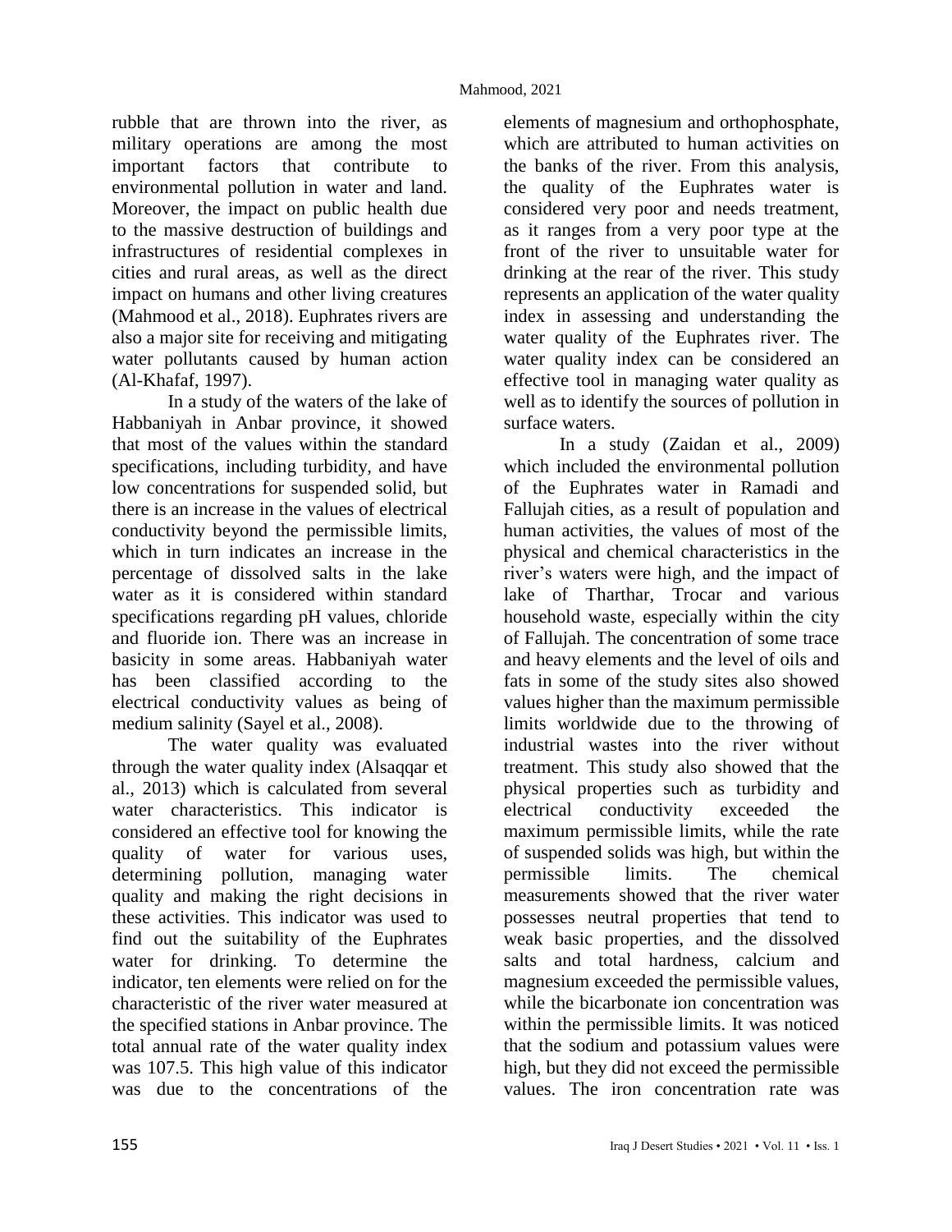rubble that are thrown into the river, as military operations are among the most important factors that contribute to environmental pollution in water and land. Moreover, the impact on public health due to the massive destruction of buildings and infrastructures of residential complexes in cities and rural areas, as well as the direct impact on humans and other living creatures (Mahmood et al., 2018). Euphrates rivers are also a major site for receiving and mitigating water pollutants caused by human action (Al-Khafaf, 1997).

In a study of the waters of the lake of Habbaniyah in Anbar province, it showed that most of the values within the standard specifications, including turbidity, and have low concentrations for suspended solid, but there is an increase in the values of electrical conductivity beyond the permissible limits, which in turn indicates an increase in the percentage of dissolved salts in the lake water as it is considered within standard specifications regarding pH values, chloride and fluoride ion. There was an increase in basicity in some areas. Habbaniyah water has been classified according to the electrical conductivity values as being of medium salinity (Sayel et al., 2008).

The water quality was evaluated through the water quality index (Alsaqqar et al., 2013) which is calculated from several water characteristics. This indicator is considered an effective tool for knowing the quality of water for various uses, determining pollution, managing water quality and making the right decisions in these activities. This indicator was used to find out the suitability of the Euphrates water for drinking. To determine the indicator, ten elements were relied on for the characteristic of the river water measured at the specified stations in Anbar province. The total annual rate of the water quality index was 107.5. This high value of this indicator was due to the concentrations of the elements of magnesium and orthophosphate, which are attributed to human activities on the banks of the river. From this analysis, the quality of the Euphrates water is considered very poor and needs treatment, as it ranges from a very poor type at the front of the river to unsuitable water for drinking at the rear of the river. This study represents an application of the water quality index in assessing and understanding the water quality of the Euphrates river. The water quality index can be considered an effective tool in managing water quality as well as to identify the sources of pollution in surface waters.

In a study (Zaidan et al., 2009) which included the environmental pollution of the Euphrates water in Ramadi and Fallujah cities, as a result of population and human activities, the values of most of the physical and chemical characteristics in the river's waters were high, and the impact of lake of Tharthar, Trocar and various household waste, especially within the city of Fallujah. The concentration of some trace and heavy elements and the level of oils and fats in some of the study sites also showed values higher than the maximum permissible limits worldwide due to the throwing of industrial wastes into the river without treatment. This study also showed that the physical properties such as turbidity and electrical conductivity exceeded the maximum permissible limits, while the rate of suspended solids was high, but within the permissible limits. The chemical measurements showed that the river water possesses neutral properties that tend to weak basic properties, and the dissolved salts and total hardness, calcium and magnesium exceeded the permissible values, while the bicarbonate ion concentration was within the permissible limits. It was noticed that the sodium and potassium values were high, but they did not exceed the permissible values. The iron concentration rate was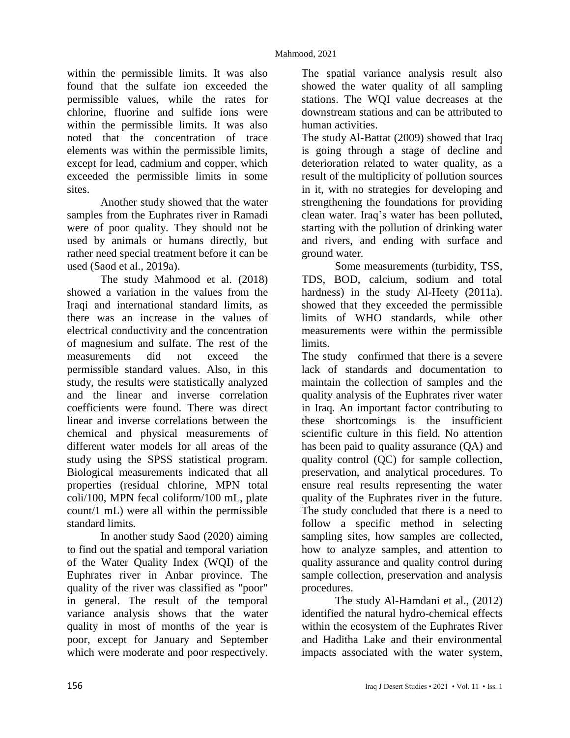within the permissible limits. It was also found that the sulfate ion exceeded the permissible values, while the rates for chlorine, fluorine and sulfide ions were within the permissible limits. It was also noted that the concentration of trace elements was within the permissible limits, except for lead, cadmium and copper, which exceeded the permissible limits in some sites.

Another study showed that the water samples from the Euphrates river in Ramadi were of poor quality. They should not be used by animals or humans directly, but rather need special treatment before it can be used (Saod et al., 2019a).

The study Mahmood et al. (2018) showed a variation in the values from the Iraqi and international standard limits, as there was an increase in the values of electrical conductivity and the concentration of magnesium and sulfate. The rest of the measurements did not exceed the permissible standard values. Also, in this study, the results were statistically analyzed and the linear and inverse correlation coefficients were found. There was direct linear and inverse correlations between the chemical and physical measurements of different water models for all areas of the study using the SPSS statistical program. Biological measurements indicated that all properties (residual chlorine, MPN total coli/100, MPN fecal coliform/100 mL, plate count/1 mL) were all within the permissible standard limits.

In another study Saod (2020) aiming to find out the spatial and temporal variation of the Water Quality Index (WQI) of the Euphrates river in Anbar province. The quality of the river was classified as "poor" in general. The result of the temporal variance analysis shows that the water quality in most of months of the year is poor, except for January and September which were moderate and poor respectively. The spatial variance analysis result also showed the water quality of all sampling stations. The WQI value decreases at the downstream stations and can be attributed to human activities.

The study Al-Battat (2009) showed that Iraq is going through a stage of decline and deterioration related to water quality, as a result of the multiplicity of pollution sources in it, with no strategies for developing and strengthening the foundations for providing clean water. Iraq's water has been polluted, starting with the pollution of drinking water and rivers, and ending with surface and ground water.

Some measurements (turbidity, TSS, TDS, BOD, calcium, sodium and total hardness) in the study Al-Heety (2011a). showed that they exceeded the permissible limits of WHO standards, while other measurements were within the permissible limits.

The study confirmed that there is a severe lack of standards and documentation to maintain the collection of samples and the quality analysis of the Euphrates river water in Iraq. An important factor contributing to these shortcomings is the insufficient scientific culture in this field. No attention has been paid to quality assurance (QA) and quality control (QC) for sample collection, preservation, and analytical procedures. To ensure real results representing the water quality of the Euphrates river in the future. The study concluded that there is a need to follow a specific method in selecting sampling sites, how samples are collected, how to analyze samples, and attention to quality assurance and quality control during sample collection, preservation and analysis procedures.

The study Al-Hamdani et al., (2012) identified the natural hydro-chemical effects within the ecosystem of the Euphrates River and Haditha Lake and their environmental impacts associated with the water system,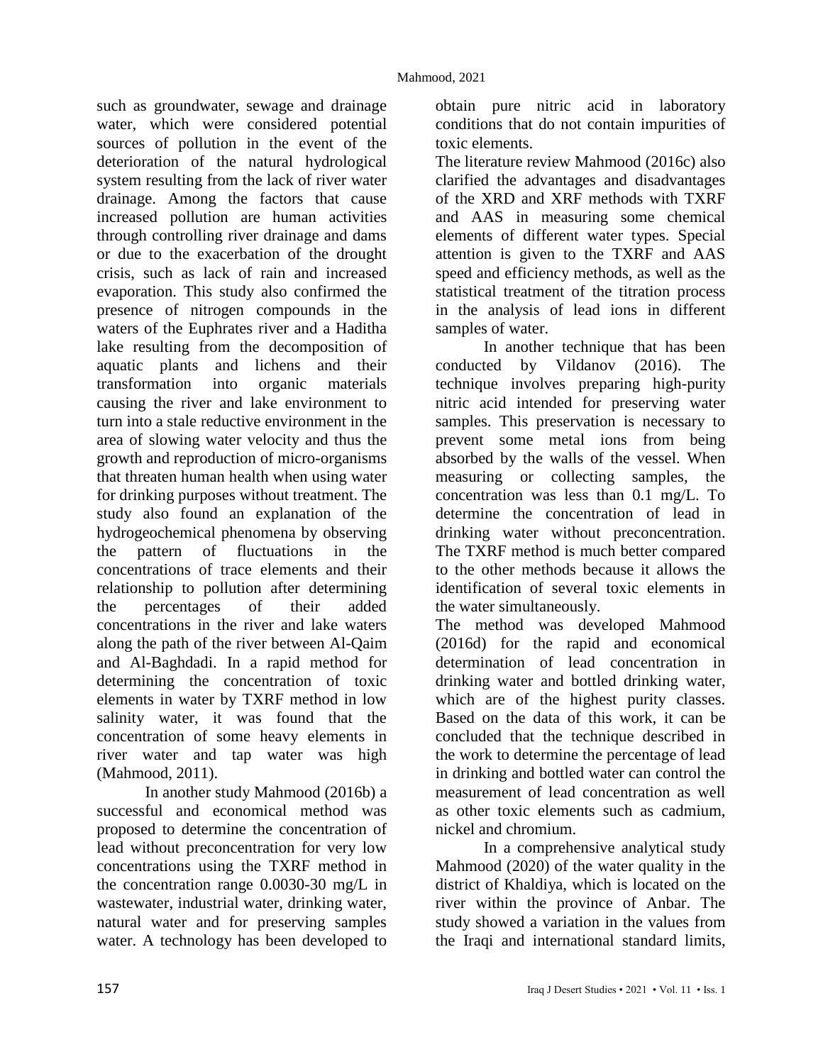such as groundwater, sewage and drainage water, which were considered potential sources of pollution in the event of the deterioration of the natural hydrological system resulting from the lack of river water drainage. Among the factors that cause increased pollution are human activities through controlling river drainage and dams or due to the exacerbation of the drought crisis, such as lack of rain and increased evaporation. This study also confirmed the presence of nitrogen compounds in the waters of the Euphrates river and a Haditha lake resulting from the decomposition of aquatic plants and lichens and their transformation into organic materials causing the river and lake environment to turn into a stale reductive environment in the area of slowing water velocity and thus the growth and reproduction of micro-organisms that threaten human health when using water for drinking purposes without treatment. The study also found an explanation of the hydrogeochemical phenomena by observing the pattern of fluctuations in the concentrations of trace elements and their relationship to pollution after determining the percentages of their added concentrations in the river and lake waters along the path of the river between Al-Qaim and Al-Baghdadi. In a rapid method for determining the concentration of toxic elements in water by TXRF method in low salinity water, it was found that the concentration of some heavy elements in river water and tap water was high (Mahmood, 2011).

In another study Mahmood (2016b) a successful and economical method was proposed to determine the concentration of lead without preconcentration for very low concentrations using the TXRF method in the concentration range 0.0030-30 mg/L in wastewater, industrial water, drinking water, natural water and for preserving samples water. A technology has been developed to obtain pure nitric acid in laboratory conditions that do not contain impurities of toxic elements.

The literature review Mahmood (2016c) also clarified the advantages and disadvantages of the XRD and XRF methods with TXRF and AAS in measuring some chemical elements of different water types. Special attention is given to the TXRF and AAS speed and efficiency methods, as well as the statistical treatment of the titration process in the analysis of lead ions in different samples of water.

In another technique that has been conducted by Vildanov (2016). The technique involves preparing high-purity nitric acid intended for preserving water samples. This preservation is necessary to prevent some metal ions from being absorbed by the walls of the vessel. When measuring or collecting samples, the concentration was less than 0.1 mg/L. To determine the concentration of lead in drinking water without preconcentration. The TXRF method is much better compared to the other methods because it allows the identification of several toxic elements in the water simultaneously.

The method was developed Mahmood (2016d) for the rapid and economical determination of lead concentration in drinking water and bottled drinking water, which are of the highest purity classes. Based on the data of this work, it can be concluded that the technique described in the work to determine the percentage of lead in drinking and bottled water can control the measurement of lead concentration as well as other toxic elements such as cadmium, nickel and chromium.

In a comprehensive analytical study Mahmood (2020) of the water quality in the district of Khaldiya, which is located on the river within the province of Anbar. The study showed a variation in the values from the Iraqi and international standard limits,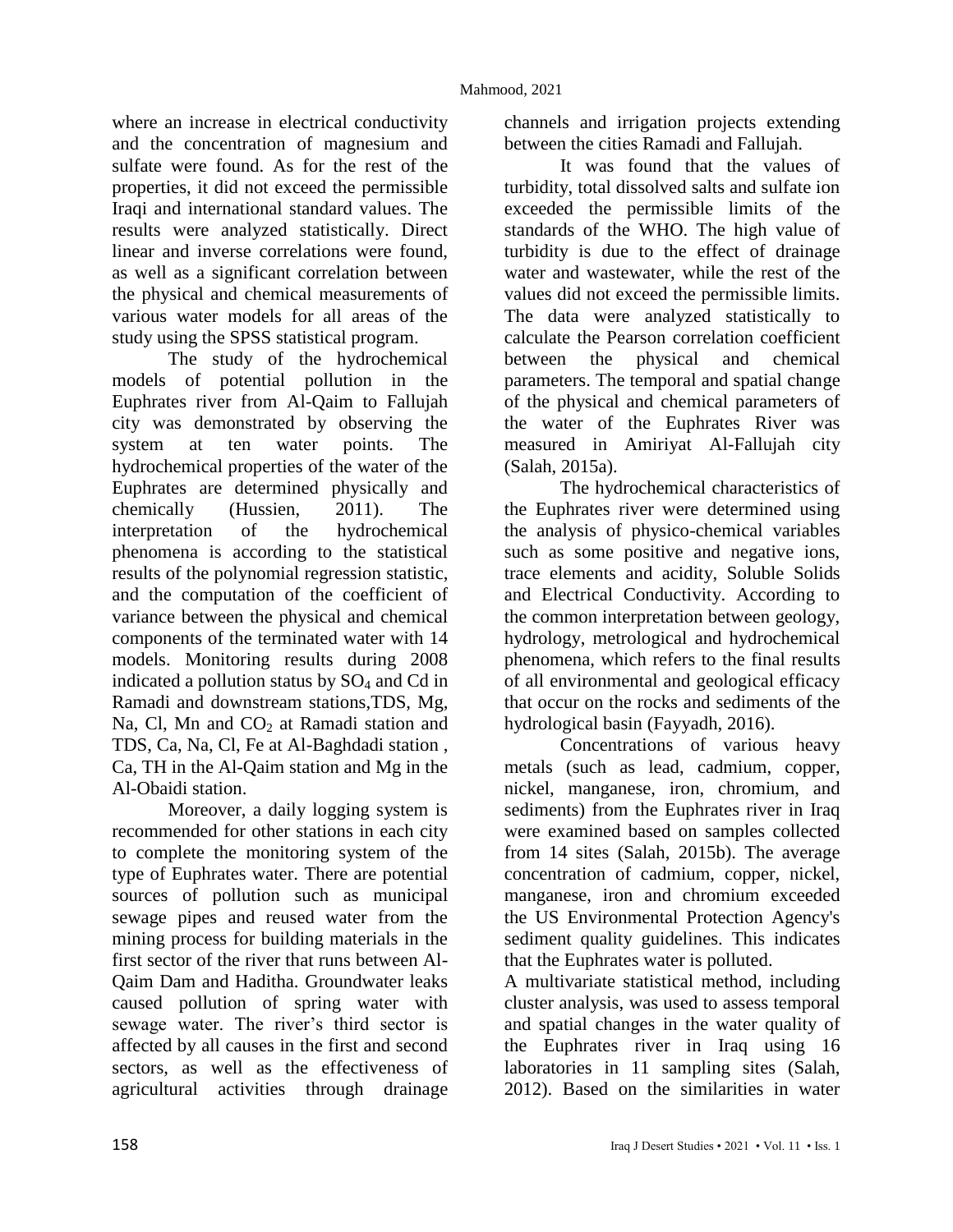where an increase in electrical conductivity and the concentration of magnesium and sulfate were found. As for the rest of the properties, it did not exceed the permissible Iraqi and international standard values. The results were analyzed statistically. Direct linear and inverse correlations were found, as well as a significant correlation between the physical and chemical measurements of various water models for all areas of the study using the SPSS statistical program.

The study of the hydrochemical models of potential pollution in the Euphrates river from Al-Qaim to Fallujah city was demonstrated by observing the system at ten water points. The hydrochemical properties of the water of the Euphrates are determined physically and chemically (Hussien, 2011). The interpretation of the hydrochemical phenomena is according to the statistical results of the polynomial regression statistic, and the computation of the coefficient of variance between the physical and chemical components of the terminated water with 14 models. Monitoring results during 2008 indicated a pollution status by $SO_4$ and Cd in Ramadi and downstream stations,TDS, Mg, Na, Cl, Mn and $CO_2$ at Ramadi station and TDS, Ca, Na, Cl, Fe at Al-Baghdadi station , Ca, TH in the Al-Qaim station and Mg in the Al-Obaidi station.

Moreover, a daily logging system is recommended for other stations in each city to complete the monitoring system of the type of Euphrates water. There are potential sources of pollution such as municipal sewage pipes and reused water from the mining process for building materials in the first sector of the river that runs between Al-Qaim Dam and Haditha. Groundwater leaks caused pollution of spring water with sewage water. The river's third sector is affected by all causes in the first and second sectors, as well as the effectiveness of agricultural activities through drainage channels and irrigation projects extending between the cities Ramadi and Fallujah.

It was found that the values of turbidity, total dissolved salts and sulfate ion exceeded the permissible limits of the standards of the WHO. The high value of turbidity is due to the effect of drainage water and wastewater, while the rest of the values did not exceed the permissible limits. The data were analyzed statistically to calculate the Pearson correlation coefficient between the physical and chemical parameters. The temporal and spatial change of the physical and chemical parameters of the water of the Euphrates River was measured in Amiriyat Al-Fallujah city (Salah, 2015a).

The hydrochemical characteristics of the Euphrates river were determined using the analysis of physico-chemical variables such as some positive and negative ions, trace elements and acidity, Soluble Solids and Electrical Conductivity. According to the common interpretation between geology, hydrology, metrological and hydrochemical phenomena, which refers to the final results of all environmental and geological efficacy that occur on the rocks and sediments of the hydrological basin (Fayyadh, 2016).

Concentrations of various heavy metals (such as lead, cadmium, copper, nickel, manganese, iron, chromium, and sediments) from the Euphrates river in Iraq were examined based on samples collected from 14 sites (Salah, 2015b). The average concentration of cadmium, copper, nickel, manganese, iron and chromium exceeded the US Environmental Protection Agency's sediment quality guidelines. This indicates that the Euphrates water is polluted.

A multivariate statistical method, including cluster analysis, was used to assess temporal and spatial changes in the water quality of the Euphrates river in Iraq using 16 laboratories in 11 sampling sites (Salah, 2012). Based on the similarities in water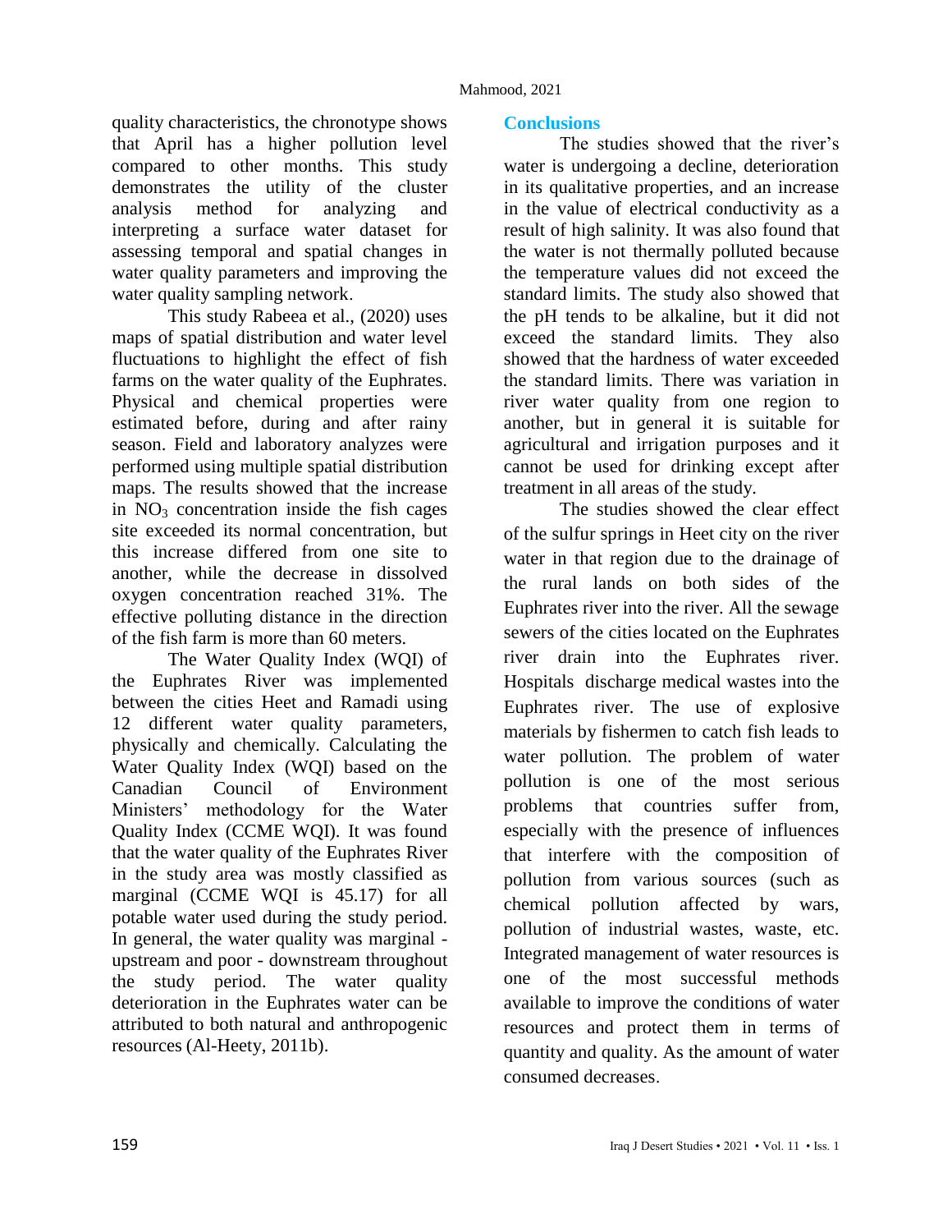quality characteristics, the chronotype shows that April has a higher pollution level compared to other months. This study demonstrates the utility of the cluster analysis method for analyzing and interpreting a surface water dataset for assessing temporal and spatial changes in water quality parameters and improving the water quality sampling network.

This study Rabeea et al., (2020) uses maps of spatial distribution and water level fluctuations to highlight the effect of fish farms on the water quality of the Euphrates. Physical and chemical properties were estimated before, during and after rainy season. Field and laboratory analyzes were performed using multiple spatial distribution maps. The results showed that the increase in $NO_3$ concentration inside the fish cages site exceeded its normal concentration, but this increase differed from one site to another, while the decrease in dissolved oxygen concentration reached 31%. The effective polluting distance in the direction of the fish farm is more than 60 meters.

The Water Quality Index (WQI) of the Euphrates River was implemented between the cities Heet and Ramadi using 12 different water quality parameters, physically and chemically. Calculating the Water Quality Index (WQI) based on the Canadian Council of Environment Ministers' methodology for the Water Quality Index (CCME WQI). It was found that the water quality of the Euphrates River in the study area was mostly classified as marginal (CCME WQI is 45.17) for all potable water used during the study period. In general, the water quality was marginal - upstream and poor - downstream throughout the study period. The water quality deterioration in the Euphrates water can be attributed to both natural and anthropogenic resources (Al-Heety, 2011b).

## Conclusions

The studies showed that the river's water is undergoing a decline, deterioration in its qualitative properties, and an increase in the value of electrical conductivity as a result of high salinity. It was also found that the water is not thermally polluted because the temperature values did not exceed the standard limits. The study also showed that the pH tends to be alkaline, but it did not exceed the standard limits. They also showed that the hardness of water exceeded the standard limits. There was variation in river water quality from one region to another, but in general it is suitable for agricultural and irrigation purposes and it cannot be used for drinking except after treatment in all areas of the study.

The studies showed the clear effect of the sulfur springs in Heet city on the river water in that region due to the drainage of the rural lands on both sides of the Euphrates river into the river. All the sewage sewers of the cities located on the Euphrates river drain into the Euphrates river. Hospitals discharge medical wastes into the Euphrates river. The use of explosive materials by fishermen to catch fish leads to water pollution. The problem of water pollution is one of the most serious problems that countries suffer from, especially with the presence of influences that interfere with the composition of pollution from various sources (such as chemical pollution affected by wars, pollution of industrial wastes, waste, etc. Integrated management of water resources is one of the most successful methods available to improve the conditions of water resources and protect them in terms of quantity and quality. As the amount of water consumed decreases.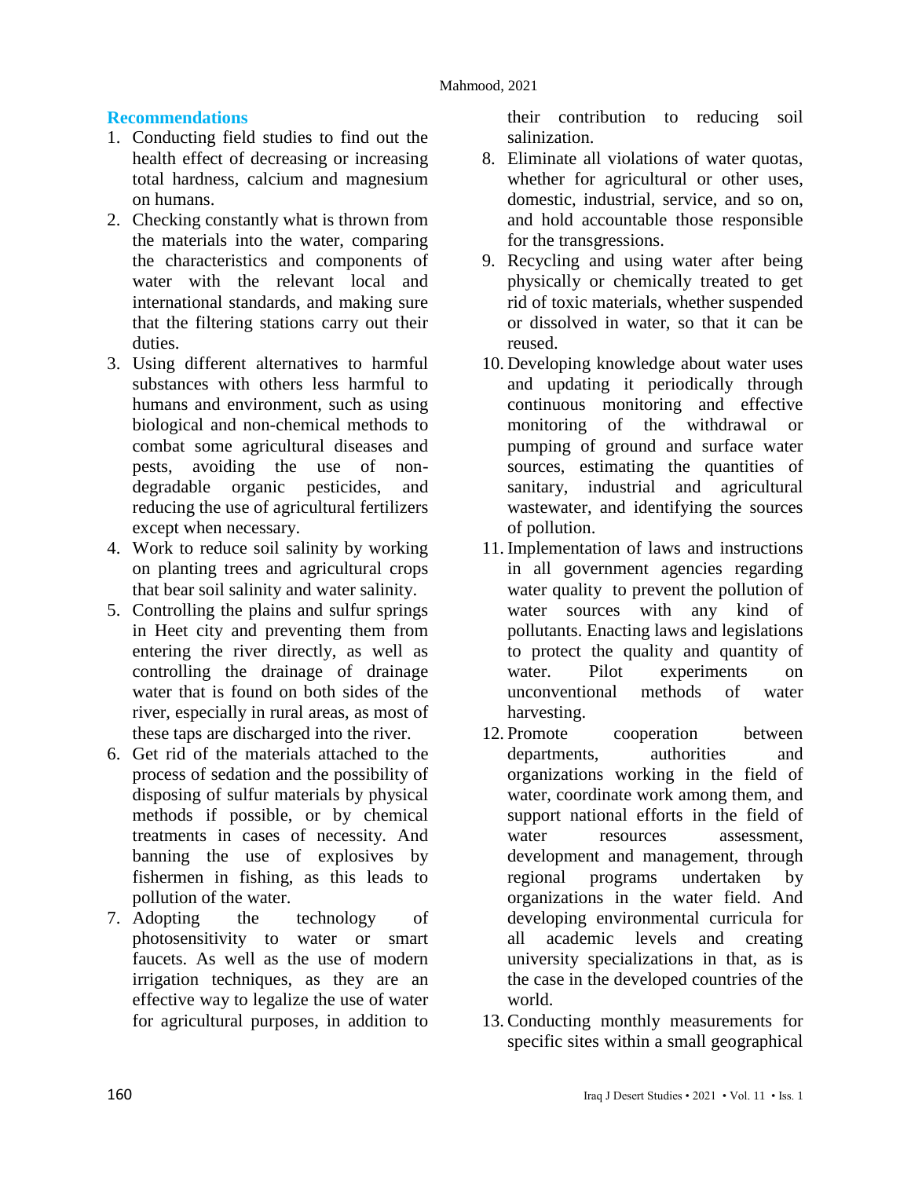## Recommendations

1. Conducting field studies to find out the health effect of decreasing or increasing total hardness, calcium and magnesium on humans.
2. Checking constantly what is thrown from the materials into the water, comparing the characteristics and components of water with the relevant local and international standards, and making sure that the filtering stations carry out their duties.
3. Using different alternatives to harmful substances with others less harmful to humans and environment, such as using biological and non-chemical methods to combat some agricultural diseases and pests, avoiding the use of non-degradable organic pesticides, and reducing the use of agricultural fertilizers except when necessary.
4. Work to reduce soil salinity by working on planting trees and agricultural crops that bear soil salinity and water salinity.
5. Controlling the plains and sulfur springs in Heet city and preventing them from entering the river directly, as well as controlling the drainage of drainage water that is found on both sides of the river, especially in rural areas, as most of these taps are discharged into the river.
6. Get rid of the materials attached to the process of sedation and the possibility of disposing of sulfur materials by physical methods if possible, or by chemical treatments in cases of necessity. And banning the use of explosives by fishermen in fishing, as this leads to pollution of the water.
7. Adopting the technology of photosensitivity to water or smart faucets. As well as the use of modern irrigation techniques, as they are an effective way to legalize the use of water for agricultural purposes, in addition to their contribution to reducing soil salinization.
8. Eliminate all violations of water quotas, whether for agricultural or other uses, domestic, industrial, service, and so on, and hold accountable those responsible for the transgressions.
9. Recycling and using water after being physically or chemically treated to get rid of toxic materials, whether suspended or dissolved in water, so that it can be reused.
10. Developing knowledge about water uses and updating it periodically through continuous monitoring and effective monitoring of the withdrawal or pumping of ground and surface water sources, estimating the quantities of sanitary, industrial and agricultural wastewater, and identifying the sources of pollution.
11. Implementation of laws and instructions in all government agencies regarding water quality to prevent the pollution of water sources with any kind of pollutants. Enacting laws and legislations to protect the quality and quantity of water. Pilot experiments on unconventional methods of water harvesting.
12. Promote cooperation between departments, authorities and organizations working in the field of water, coordinate work among them, and support national efforts in the field of water resources assessment, development and management, through regional programs undertaken by organizations in the water field. And developing environmental curricula for all academic levels and creating university specializations in that, as is the case in the developed countries of the world.
13. Conducting monthly measurements for specific sites within a small geographical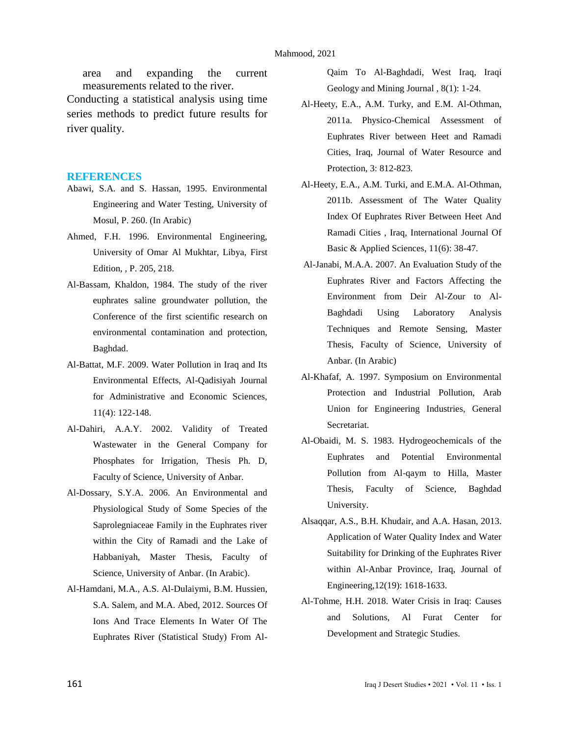area and expanding the current measurements related to the river.

Conducting a statistical analysis using time series methods to predict future results for river quality.

## REFERENCES

Abawi, S.A. and S. Hassan, 1995. Environmental Engineering and Water Testing, University of Mosul, P. 260. (In Arabic)

Ahmed, F.H. 1996. Environmental Engineering, University of Omar Al Mukhtar, Libya, First Edition, , P. 205, 218.

Al-Bassam, Khaldon, 1984. The study of the river euphrates saline groundwater pollution, the Conference of the first scientific research on environmental contamination and protection, Baghdad.

Al-Battat, M.F. 2009. Water Pollution in Iraq and Its Environmental Effects, Al-Qadisiyah Journal for Administrative and Economic Sciences, 11(4): 122-148.

Al-Dahiri, A.A.Y. 2002. Validity of Treated Wastewater in the General Company for Phosphates for Irrigation, Thesis Ph. D, Faculty of Science, University of Anbar.

Al-Dossary, S.Y.A. 2006. An Environmental and Physiological Study of Some Species of the Saprolegniaceae Family in the Euphrates river within the City of Ramadi and the Lake of Habbaniyah, Master Thesis, Faculty of Science, University of Anbar. (In Arabic).

Al-Hamdani, M.A., A.S. Al-Dulaiymi, B.M. Hussien, S.A. Salem, and M.A. Abed, 2012. Sources Of Ions And Trace Elements In Water Of The Euphrates River (Statistical Study) From Al-Qaim To Al-Baghdadi, West Iraq, Iraqi Geology and Mining Journal , 8(1): 1-24.

Al-Heety, E.A., A.M. Turky, and E.M. Al-Othman, 2011a. Physico-Chemical Assessment of Euphrates River between Heet and Ramadi Cities, Iraq, Journal of Water Resource and Protection, 3: 812-823.

Al-Heety, E.A., A.M. Turki, and E.M.A. Al-Othman, 2011b. Assessment of The Water Quality Index Of Euphrates River Between Heet And Ramadi Cities , Iraq, International Journal Of Basic & Applied Sciences, 11(6): 38-47.

Al-Janabi, M.A.A. 2007. An Evaluation Study of the Euphrates River and Factors Affecting the Environment from Deir Al-Zour to Al-Baghdadi Using Laboratory Analysis Techniques and Remote Sensing, Master Thesis, Faculty of Science, University of Anbar. (In Arabic)

Al-Khafaf, A. 1997. Symposium on Environmental Protection and Industrial Pollution, Arab Union for Engineering Industries, General Secretariat.

Al-Obaidi, M. S. 1983. Hydrogeochemicals of the Euphrates and Potential Environmental Pollution from Al-qaym to Hilla, Master Thesis, Faculty of Science, Baghdad University.

Alsaqqar, A.S., B.H. Khudair, and A.A. Hasan, 2013. Application of Water Quality Index and Water Suitability for Drinking of the Euphrates River within Al-Anbar Province, Iraq, Journal of Engineering,12(19): 1618-1633.

Al-Tohme, H.H. 2018. Water Crisis in Iraq: Causes and Solutions, Al Furat Center for Development and Strategic Studies.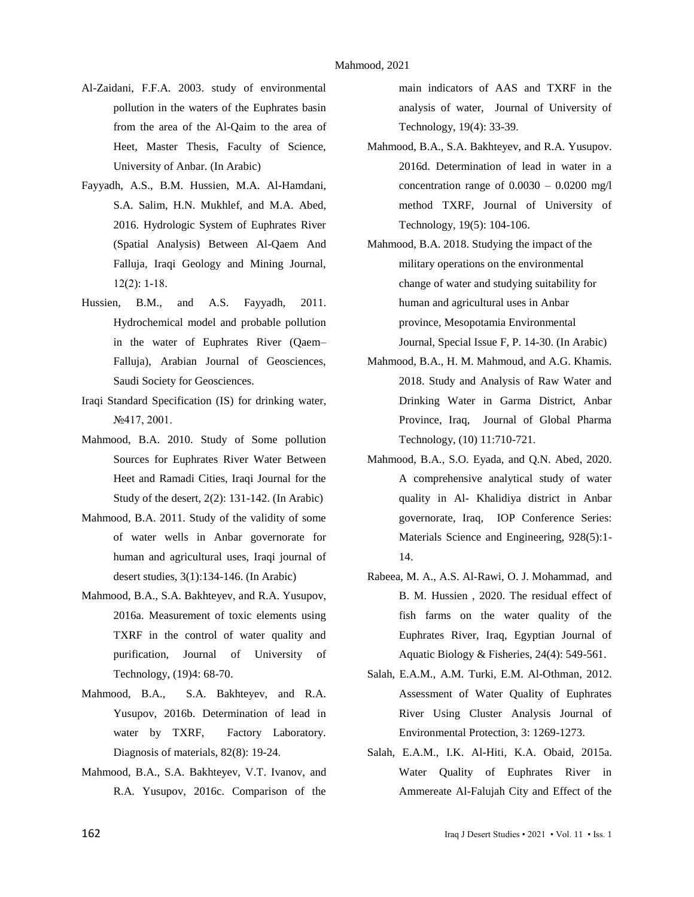Al-Zaidani, F.F.A. 2003. study of environmental pollution in the waters of the Euphrates basin from the area of the Al-Qaim to the area of Heet, Master Thesis, Faculty of Science, University of Anbar. (In Arabic)

Fayyadh, A.S., B.M. Hussien, M.A. Al-Hamdani, S.A. Salim, H.N. Mukhlef, and M.A. Abed, 2016. Hydrologic System of Euphrates River (Spatial Analysis) Between Al-Qaem And Falluja, Iraqi Geology and Mining Journal, 12(2): 1-18.

Hussien, B.M., and A.S. Fayyadh, 2011. Hydrochemical model and probable pollution in the water of Euphrates River (Qaem–Falluja), Arabian Journal of Geosciences, Saudi Society for Geosciences.

Iraqi Standard Specification (IS) for drinking water, №417, 2001.

Mahmood, B.A. 2010. Study of Some pollution Sources for Euphrates River Water Between Heet and Ramadi Cities, Iraqi Journal for the Study of the desert, 2(2): 131-142. (In Arabic)

Mahmood, B.A. 2011. Study of the validity of some of water wells in Anbar governorate for human and agricultural uses, Iraqi journal of desert studies, 3(1):134-146. (In Arabic)

Mahmood, B.A., S.A. Bakhteyev, and R.A. Yusupov, 2016a. Measurement of toxic elements using TXRF in the control of water quality and purification, Journal of University of Technology, (19)4: 68-70.

Mahmood, B.A., S.A. Bakhteyev, and R.A. Yusupov, 2016b. Determination of lead in water by TXRF, Factory Laboratory. Diagnosis of materials, 82(8): 19-24.

Mahmood, B.A., S.A. Bakhteyev, V.T. Ivanov, and R.A. Yusupov, 2016c. Comparison of the main indicators of AAS and TXRF in the analysis of water, Journal of University of Technology, 19(4): 33-39.

Mahmood, B.A., S.A. Bakhteyev, and R.A. Yusupov. 2016d. Determination of lead in water in a concentration range of 0.0030 – 0.0200 mg/l method TXRF, Journal of University of Technology, 19(5): 104-106.

Mahmood, B.A. 2018. Studying the impact of the military operations on the environmental change of water and studying suitability for human and agricultural uses in Anbar province, Mesopotamia Environmental Journal, Special Issue F, P. 14-30. (In Arabic)

Mahmood, B.A., H. M. Mahmoud, and A.G. Khamis. 2018. Study and Analysis of Raw Water and Drinking Water in Garma District, Anbar Province, Iraq, Journal of Global Pharma Technology, (10) 11:710-721.

Mahmood, B.A., S.O. Eyada, and Q.N. Abed, 2020. A comprehensive analytical study of water quality in Al- Khalidiya district in Anbar governorate, Iraq, IOP Conference Series: Materials Science and Engineering, 928(5):1-14.

Rabeea, M. A., A.S. Al-Rawi, O. J. Mohammad, and B. M. Hussien , 2020. The residual effect of fish farms on the water quality of the Euphrates River, Iraq, Egyptian Journal of Aquatic Biology & Fisheries, 24(4): 549-561.

Salah, E.A.M., A.M. Turki, E.M. Al-Othman, 2012. Assessment of Water Quality of Euphrates River Using Cluster Analysis Journal of Environmental Protection, 3: 1269-1273.

Salah, E.A.M., I.K. Al-Hiti, K.A. Obaid, 2015a. Water Quality of Euphrates River in Ammereate Al-Falujah City and Effect of the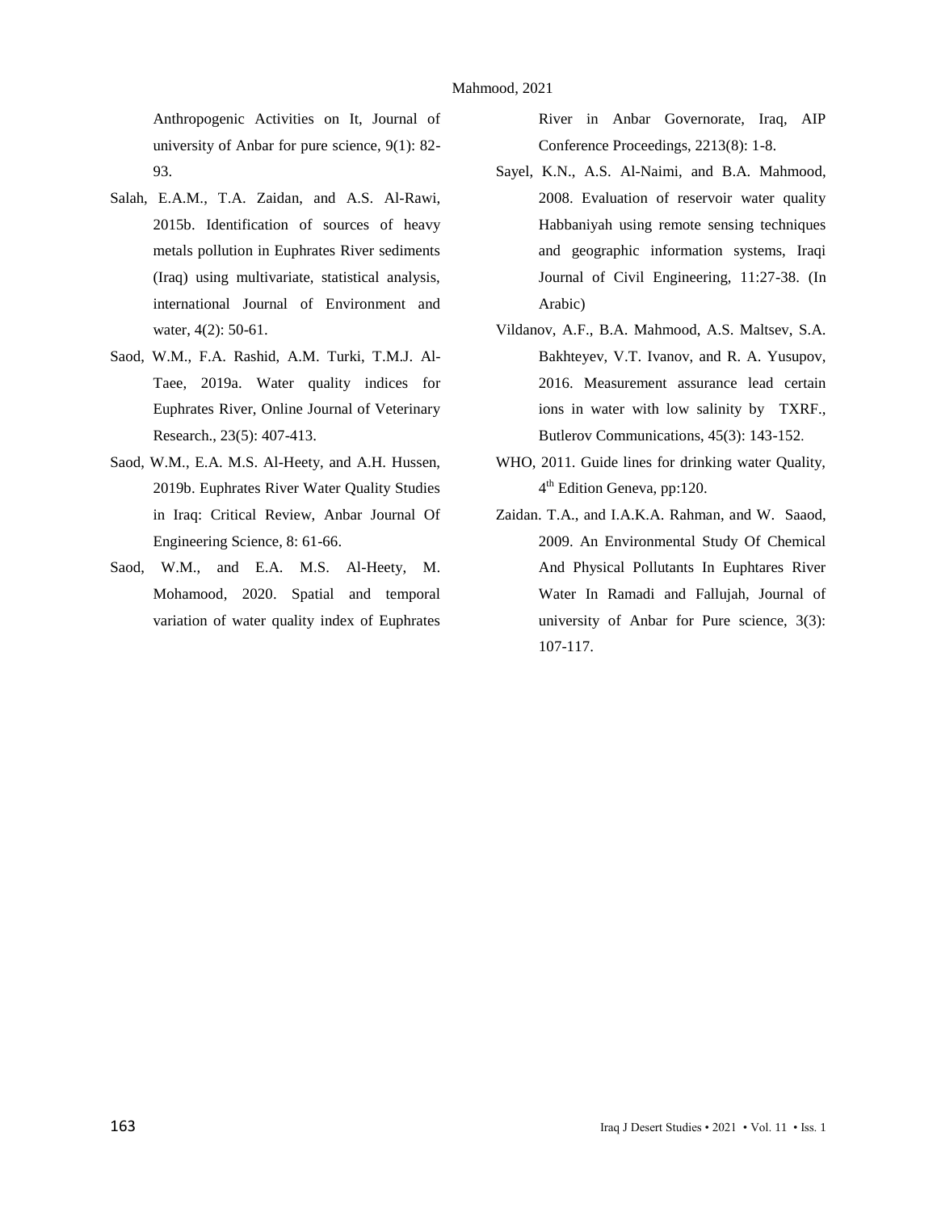Anthropogenic Activities on It, Journal of university of Anbar for pure science, 9(1): 82-93.

Salah, E.A.M., T.A. Zaidan, and A.S. Al-Rawi, 2015b. Identification of sources of heavy metals pollution in Euphrates River sediments (Iraq) using multivariate, statistical analysis, international Journal of Environment and water, 4(2): 50-61.

Saod, W.M., F.A. Rashid, A.M. Turki, T.M.J. Al-Taee, 2019a. Water quality indices for Euphrates River, Online Journal of Veterinary Research., 23(5): 407-413.

Saod, W.M., E.A. M.S. Al-Heety, and A.H. Hussen, 2019b. Euphrates River Water Quality Studies in Iraq: Critical Review, Anbar Journal Of Engineering Science, 8: 61-66.

Saod, W.M., and E.A. M.S. Al-Heety, M. Mohamood, 2020. Spatial and temporal variation of water quality index of Euphrates River in Anbar Governorate, Iraq, AIP Conference Proceedings, 2213(8): 1-8.

Sayel, K.N., A.S. Al-Naimi, and B.A. Mahmood, 2008. Evaluation of reservoir water quality Habbaniyah using remote sensing techniques and geographic information systems, Iraqi Journal of Civil Engineering, 11:27-38. (In Arabic)

Vildanov, A.F., B.A. Mahmood, A.S. Maltsev, S.A. Bakhteyev, V.T. Ivanov, and R. A. Yusupov, 2016. Measurement assurance lead certain ions in water with low salinity by TXRF., Butlerov Communications, 45(3): 143-152.

WHO, 2011. Guide lines for drinking water Quality, 4th Edition Geneva, pp:120.

Zaidan. T.A., and I.A.K.A. Rahman, and W. Saaod, 2009. An Environmental Study Of Chemical And Physical Pollutants In Euphtares River Water In Ramadi and Fallujah, Journal of university of Anbar for Pure science, 3(3): 107-117.